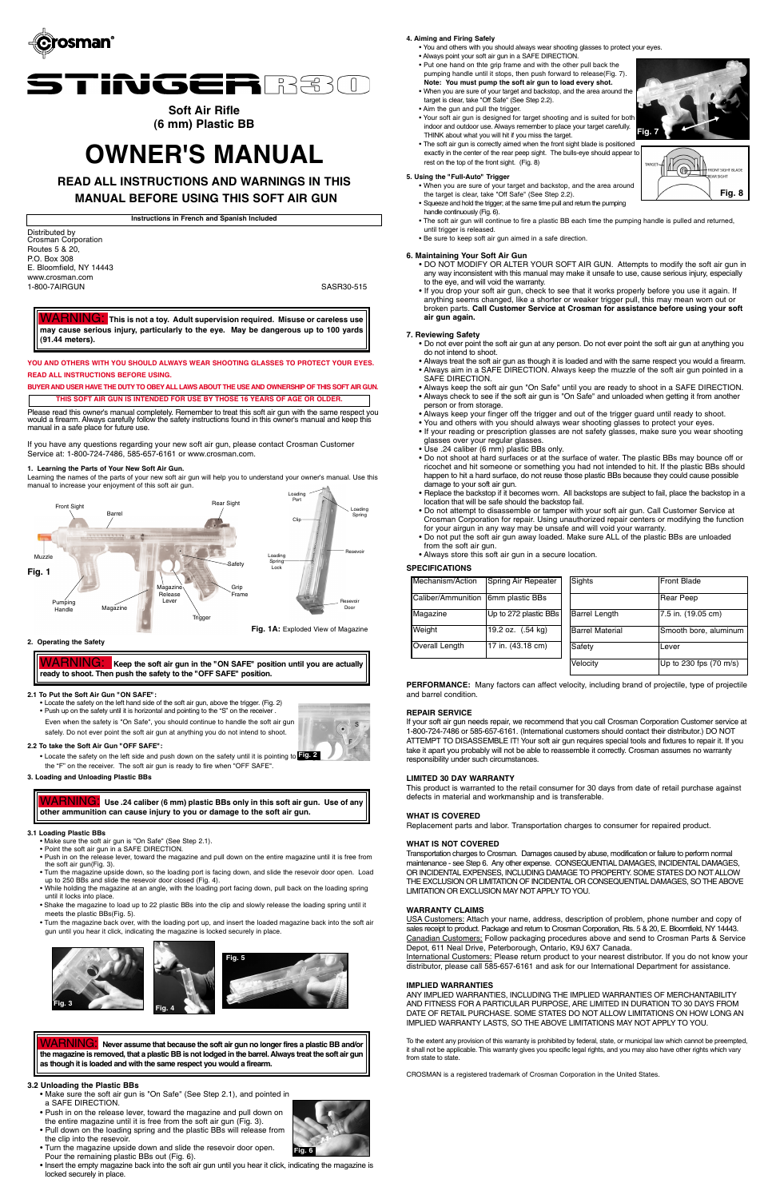Crosman®

# STINGER R30

## Soft Air Rifle (6 mm) Plastic BB

# OWNER'S MANUAL

## READ ALL INSTRUCTIONS AND WARNINGS IN THIS MANUAL BEFORE USING THIS SOFT AIR GUN

**Instructions in French and Spanish Included**

Distributed by
Crosman Corporation
Routes 5 & 20,
P.O. Box 308
E. Bloomfield, NY 14443
www.crosman.com
1-800-7AIRGUN

SASR30-515

**WARNING: This is not a toy. Adult supervision required. Misuse or careless use may cause serious injury, particularly to the eye. May be dangerous up to 100 yards (91.44 meters).**

**YOU AND OTHERS WITH YOU SHOULD ALWAYS WEAR SHOOTING GLASSES TO PROTECT YOUR EYES.**

**READ ALL INSTRUCTIONS BEFORE USING.**

**BUYER AND USER HAVE THE DUTY TO OBEY ALL LAWS ABOUT THE USE AND OWNERSHIP OF THIS SOFT AIR GUN.**

**THIS SOFT AIR GUN IS INTENDED FOR USE BY THOSE 16 YEARS OF AGE OR OLDER.**

Please read this owner's manual completely. Remember to treat this soft air gun with the same respect you would a firearm. Always carefully follow the safety instructions found in this owner's manual and keep this manual in a safe place for future use.

If you have any questions regarding your new soft air gun, please contact Crosman Customer Service at: 1-800-724-7486, 585-657-6161 or www.crosman.com.

### 1. Learning the Parts of Your New Soft Air Gun.

Learning the names of the parts of your new soft air gun will help you to understand your owner's manual. Use this manual to increase your enjoyment of this soft air gun.

Front Sight, Barrel, Rear Sight, Muzzle, Safety, Grip Frame, Magazine Release Lever, Pumping Handle, Magazine, Trigger

Fig. 1

Loading Port, Loading Spring, Clip, Reservoir, Loading Spring Lock, Reservoir Door

**Fig. 1A:** Exploded View of Magazine

### 2. Operating the Safety

**WARNING: Keep the soft air gun in the "ON SAFE" position until you are actually ready to shoot. Then push the safety to the "OFF SAFE" position.**

**2.1 To Put the Soft Air Gun "ON SAFE":**

- Locate the safety on the left hand side of the soft air gun, above the trigger. (Fig. 2)
- Push up on the safety until it is horizontal and pointing to the "S" on the receiver .

Even when the safety is "On Safe", you should continue to handle the soft air gun safely. Do not ever point the soft air gun at anything you do not intend to shoot.

**2.2 To take the Soft Air Gun "OFF SAFE":**

- Locate the safety on the left side and push down on the safety until it is pointing to the "F" on the receiver. The soft air gun is ready to fire when "OFF SAFE".

Fig. 2

### 3. Loading and Unloading Plastic BBs

**WARNING: Use .24 caliber (6 mm) plastic BBs only in this soft air gun. Use of any other ammunition can cause injury to you or damage to the soft air gun.**

**3.1 Loading Plastic BBs**

- Make sure the soft air gun is "On Safe" (See Step 2.1).
- Point the soft air gun in a SAFE DIRECTION.
- Push in on the release lever, toward the magazine and pull down on the entire magazine until it is free from the soft air gun(Fig. 3).
- Turn the magazine upside down, so the loading port is facing down, and slide the resevoir door open. Load up to 250 BBs and slide the resevoir door closed (Fig. 4).
- While holding the magazine at an angle, with the loading port facing down, pull back on the loading spring until it locks into place.
- Shake the magazine to load up to 22 plastic BBs into the clip and slowly release the loading spring until it meets the plastic BBs(Fig. 5).
- Turn the magazine back over, with the loading port up, and insert the loaded magazine back into the soft air gun until you hear it click, indicating the magazine is locked securely in place.

Fig. 3

Fig. 4

Fig. 5

**WARNING: Never assume that because the soft air gun no longer fires a plastic BB and/or the magazine is removed, that a plastic BB is not lodged in the barrel. Always treat the soft air gun as though it is loaded and with the same respect you would a firearm.**

**3.2 Unloading the Plastic BBs**

- Make sure the soft air gun is "On Safe" (See Step 2.1), and pointed in a SAFE DIRECTION.
- Push in on the release lever, toward the magazine and pull down on the entire magazine until it is free from the soft air gun (Fig. 3).
- Pull down on the loading spring and the plastic BBs will release from the clip into the resevoir.
- Turn the magazine upside down and slide the resevoir door open. Pour the remaining plastic BBs out (Fig. 6).
- Insert the empty magazine back into the soft air gun until you hear it click, indicating the magazine is locked securely in place.

Fig. 6

### 4. Aiming and Firing Safely

- You and others with you should always wear shooting glasses to protect your eyes.
- Always point your soft air gun in a SAFE DIRECTION.
- Put one hand on the grip frame and with the other pull back the pumping handle until it stops, then push forward to release(Fig. 7). **Note: You must pump the soft air gun to load every shot.**
- When you are sure of your target and backstop, and the area around the target is clear, take "Off Safe" (See Step 2.2).
- Aim the gun and pull the trigger.
- Your soft air gun is designed for target shooting and is suited for both indoor and outdoor use. Always remember to place your target carefully. THINK about what you will hit if you miss the target.
- The soft air gun is correctly aimed when the front sight is positioned exactly in the center of the rear peep sight. The bulls-eye should appear to rest on the top of the front sight. (Fig. 8)

Fig. 7

TARGET, FRONT SIGHT BLADE, REAR SIGHT

Fig. 8

### 5. Using the "Full-Auto" Trigger

- When you are sure of your target and backstop, and the area around the target is clear, take "Off Safe" (See Step 2.2).
- Squeeze and hold the trigger; at the same time pull and return the pumping handle continuously (Fig. 6).
- The soft air gun will continue to fire a plastic BB each time the pumping handle is pulled and returned, until trigger is released.
- Be sure to keep soft air gun aimed in a safe direction.

### 6. Maintaining Your Soft Air Gun

- DO NOT MODIFY OR ALTER YOUR SOFT AIR GUN. Attempts to modify the soft air gun in any way inconsistent with this manual may make it unsafe to use, cause serious injury, especially to the eye, and will void the warranty.
- If you drop your soft air gun, check to see that it works properly before you use it again. If anything seems changed, like a shorter or weaker trigger pull, this may mean worn out or broken parts. **Call Customer Service at Crosman for assistance before using your soft air gun again.**

### 7. Reviewing Safety

- Do not ever point the soft air gun at any person. Do not ever point the soft air gun at anything you do not intend to shoot.
- Always treat the soft air gun as though it is loaded and with the same respect you would a firearm.
- Always aim in a SAFE DIRECTION. Always keep the muzzle of the soft air gun pointed in a SAFE DIRECTION.
- Always keep the soft air gun "On Safe" until you are ready to shoot in a SAFE DIRECTION.
- Always check to see if the soft air gun is "On Safe" and unloaded when getting it from another person or from storage.
- Always keep your finger off the trigger and out of the trigger guard until ready to shoot.
- You and others with you should always wear shooting glasses to protect your eyes.
- If your reading or prescription glasses are not safety glasses, make sure you wear shooting glasses over your regular glasses.
- Use .24 caliber (6 mm) plastic BBs only.
- Do not shoot at hard surfaces or at the surface of water. The plastic BBs may bounce off or ricochet and hit someone or something you had not intended to hit. If the plastic BBs should happen to hit a hard surface, do not reuse those plastic BBs because they could cause possible damage to your soft air gun.
- Replace the backstop if it becomes worn. All backstops are subject to fail, place the backstop in a location that will be safe should the backstop fail.
- Do not attempt to disassemble or tamper with your soft air gun. Call Customer Service at Crosman Corporation for repair. Using unauthorized repair centers or modifying the function for your airgun in any way may be unsafe and will void your warranty.
- Do not put the soft air gun away loaded. Make sure ALL of the plastic BBs are unloaded from the soft air gun.
- Always store this soft air gun in a secure location.

### SPECIFICATIONS

| | | | |
|---|---|---|---|
| Mechanism/Action | Spring Air Repeater | Sights | Front Blade |
| Caliber/Ammunition | 6mm plastic BBs | | Rear Peep |
| Magazine | Up to 272 plastic BBs | Barrel Length | 7.5 in. (19.05 cm) |
| Weight | 19.2 oz. (.54 kg) | Barrel Material | Smooth bore, aluminum |
| Overall Length | 17 in. (43.18 cm) | Safety | Lever |
| | | Velocity | Up to 230 fps (70 m/s) |

**PERFORMANCE:** Many factors can affect velocity, including brand of projectile, type of projectile and barrel condition.

### REPAIR SERVICE

If your soft air gun needs repair, we recommend that you call Crosman Corporation Customer service at 1-800-724-7486 or 585-657-6161. (International customers should contact their distributor.) DO NOT ATTEMPT TO DISASSEMBLE IT! Your soft air gun requires special tools and fixtures to repair it. If you take it apart you probably will not be able to reassemble it correctly. Crosman assumes no warranty responsibility under such circumstances.

### LIMITED 30 DAY WARRANTY

This product is warranted to the retail consumer for 30 days from date of retail purchase against defects in material and workmanship and is transferable.

### WHAT IS COVERED

Replacement parts and labor. Transportation charges to consumer for repaired product.

### WHAT IS NOT COVERED

Transportation charges to Crosman. Damages caused by abuse, modification or failure to perform normal maintenance - see Step 6. Any other expense. CONSEQUENTIAL DAMAGES, INCIDENTAL DAMAGES, OR INCIDENTAL EXPENSES, INCLUDING DAMAGE TO PROPERTY. SOME STATES DO NOT ALLOW THE EXCLUSION OR LIMITATION OF INCIDENTAL OR CONSEQUENTIAL DAMAGES, SO THE ABOVE LIMITATION OR EXCLUSION MAY NOT APPLY TO YOU.

### WARRANTY CLAIMS

USA Customers: Attach your name, address, description of problem, phone number and copy of sales receipt to product. Package and return to Crosman Corporation, Rts. 5 & 20, E. Bloomfield, NY 14443.
Canadian Customers: Follow packaging procedures above and send to Crosman Parts & Service Depot, 611 Neal Drive, Peterborough, Ontario, K9J 6X7 Canada.
International Customers: Please return product to your nearest distributor. If you do not know your distributor, please call 585-657-6161 and ask for our International Department for assistance.

### IMPLIED WARRANTIES

ANY IMPLIED WARRANTIES, INCLUDING THE IMPLIED WARRANTIES OF MERCHANTABILITY AND FITNESS FOR A PARTICULAR PURPOSE, ARE LIMITED IN DURATION TO 30 DAYS FROM DATE OF RETAIL PURCHASE. SOME STATES DO NOT ALLOW LIMITATIONS ON HOW LONG AN IMPLIED WARRANTY LASTS, SO THE ABOVE LIMITATIONS MAY NOT APPLY TO YOU.

To the extent any provision of this warranty is prohibited by federal, state, or municipal law which cannot be preempted, it shall not be applicable. This warranty gives you specific legal rights, and you may also have other rights which vary from state to state.

CROSMAN is a registered trademark of Crosman Corporation in the United States.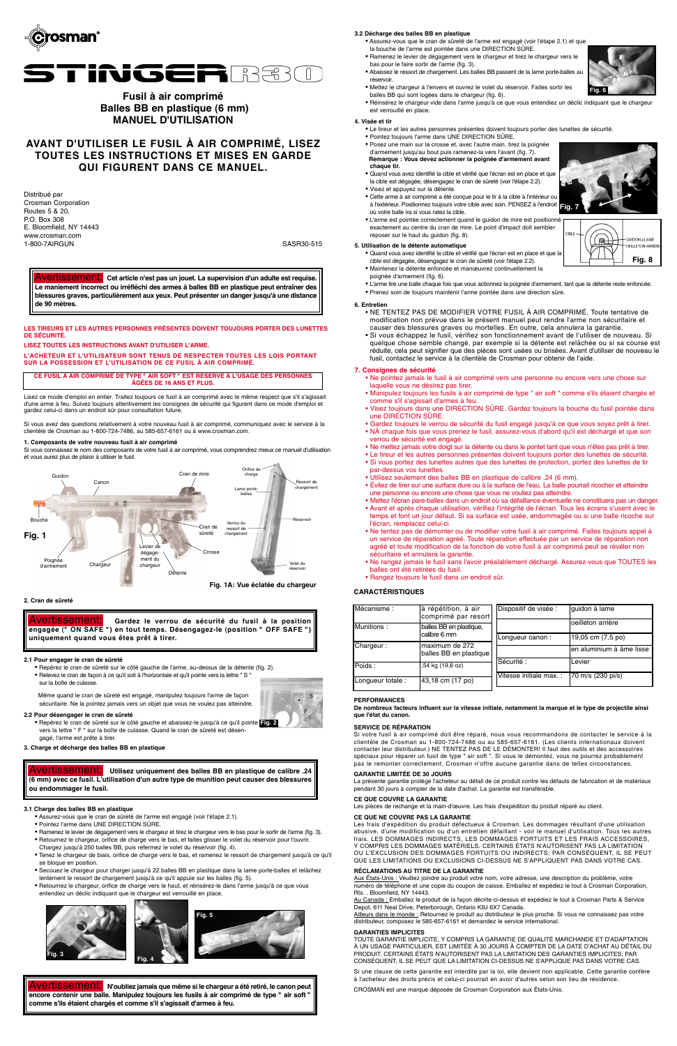# Crosman

# STINGER R30

## Fusil à air comprimé
## Balles BB en plastique (6 mm)
## MANUEL D'UTILISATION

## AVANT D'UTILISER LE FUSIL À AIR COMPRIMÉ, LISEZ TOUTES LES INSTRUCTIONS ET MISES EN GARDE QUI FIGURENT DANS CE MANUEL.

Distribué par
Crosman Corporation
Routes 5 & 20,
P.O. Box 308
E. Bloomfield, NY 14443
www.crosman.com
1-800-7AIRGUN

SASR30-515

**Avertissement:** **Cet article n'est pas un jouet. La supervision d'un adulte est requise. Le maniement incorrect ou irréfléchi des armes à balles BB en plastique peut entraîner des blessures graves, particulièrement aux yeux. Peut présenter un danger jusqu'à une distance de 90 mètres.**

**LES TIREURS ET LES AUTRES PERSONNES PRÉSENTES DOIVENT TOUJOURS PORTER DES LUNETTES DE SÉCURITÉ.**

**LISEZ TOUTES LES INSTRUCTIONS AVANT D'UTILISER L'ARME.**

**L'ACHETEUR ET L'UTILISATEUR SONT TENUS DE RESPECTER TOUTES LES LOIS PORTANT SUR LA POSSESSION ET L'UTILISATION DE CE FUSIL À AIR COMPRIMÉ.**

**CE FUSIL À AIR COMPRIMÉ DE TYPE " AIR SOFT " EST RÉSERVÉ À L'USAGE DES PERSONNES ÂGÉES DE 16 ANS ET PLUS.**

Lisez ce mode d'emploi en entier. Traitez toujours ce fusil à air comprimé avec le même respect que s'il s'agissait d'une arme à feu. Suivez toujours attentivement les consignes de sécurité qui figurent dans ce mode d'emploi et gardez celui-ci dans un endroit sûr pour consultation future.

Si vous avez des questions relativement à votre nouveau fusil à air comprimé, communiquez avec le service à la clientèle de Crosman au 1-800-724-7486, au 585-657-6161 ou à www.crosman.com.

### 1. Composants de votre nouveau fusil à air comprimé

Si vous connaissez le nom des composants de votre fusil à air comprimé, vous comprendrez mieux ce manuel d'utilisation et vous aurez plus de plaisir à utiliser le fusil.

Guidon, Canon, Cran de mire, Bouche, Cran de sûreté, Crosse, Levier de dégagement du chargeur, Poignée d'armement, Chargeur, Détente

Fig. 1

Orifice de charge, Lame porte-balles, Ressort de chargement, Verrou du ressort de chargement, Réservoir, Volet du réservoir

Fig. 1A: Vue éclatée du chargeur

### 2. Cran de sûreté

**Avertissement:** **Gardez le verrou de sécurité du fusil à la position engagée (" ON SAFE ") en tout temps. Désengagez-le (position " OFF SAFE ") uniquement quand vous êtes prêt à tirer.**

#### 2.1 Pour engager le cran de sûreté

- Repérez le cran de sûreté sur le côté gauche de l'arme, au-dessus de la détente (fig. 2).
- Relevez le cran de façon à ce qu'il soit à l'horizontale et qu'il pointe vers la lettre " S " sur la boîte de culasse.

Même quand le cran de sûreté est engagé, manipulez toujours l'arme de façon sécuritaire. Ne la pointez jamais vers un objet que vous ne voulez pas atteindre.

#### 2.2 Pour désengager le cran de sûreté

- Repérez le cran de sûreté sur le côté gauche et abaissez-le jusqu'à ce qu'il pointe vers la lettre " F " sur la boîte de culasse. Quand le cran de sûreté est désengagé, l'arme est prête à tirer.

Fig. 2

### 3. Charge et décharge des balles BB en plastique

**Avertissement:** **Utilisez uniquement des balles BB en plastique de calibre .24 (6 mm) avec ce fusil. L'utilisation d'un autre type de munition peut causer des blessures ou endommager le fusil.**

#### 3.1 Charge des balles BB en plastique

- Assurez-vous que le cran de sûreté de l'arme est engagé (voir l'étape 2.1).
- Pointez l'arme dans UNE DIRECTION SÛRE.
- Ramenez le levier de dégagement vers le chargeur et tirez le chargeur vers le bas pour le sortir de l'arme (fig. 3).
- Retournez le chargeur, orifice de charge vers le bas, et faites glisser le volet du réservoir pour l'ouvrir. Chargez jusqu'à 250 balles BB, puis refermez le volet du réservoir (fig. 4).
- Tenez le chargeur de biais, orifice de charge vers le bas, et ramenez le ressort de chargement jusqu'à ce qu'il se bloque en position.
- Secouez le chargeur pour charger jusqu'à 22 balles BB en plastique dans la lame porte-balles et relâchez lentement le ressort de chargement jusqu'à ce qu'il appuie sur les balles (fig. 5).
- Retournez le chargeur, orifice de charge vers le haut, et réinsérez-le dans l'arme jusqu'à ce que vous entendiez un déclic indiquant que le chargeur est verrouillé en place.

Fig. 3 Fig. 4 Fig. 5

**Avertissement:** **N'oubliez jamais que même si le chargeur a été retiré, le canon peut encore contenir une balle. Manipulez toujours les fusils à air comprimé de type " air soft " comme s'ils étaient chargés et comme s'il s'agissait d'armes à feu.**

#### 3.2 Décharge des balles BB en plastique

- Assurez-vous que le cran de sûreté de l'arme est engagé (voir l'étape 2.1) et que la bouche de l'arme est pointée dans une DIRECTION SÛRE.
- Ramenez le levier de dégagement vers le chargeur et tirez le chargeur vers le bas pour le faire sortir de l'arme (fig. 3).
- Abaissez le ressort de chargement. Les balles BB passent de la lame porte-balles au réservoir.
- Mettez le chargeur à l'envers et ouvrez le volet du réservoir. Faites sortir les balles BB qui sont logées dans le chargeur (fig. 6).
- Réinsérez le chargeur vide dans l'arme jusqu'à ce que vous entendiez un déclic indiquant que le chargeur est verrouillé en place.

Fig. 6

### 4. Visée et tir

- Le tireur et les autres personnes présentes doivent toujours porter des lunettes de sécurité.
- Pointez toujours l'arme dans UNE DIRECTION SÛRE.
- Posez une main sur la crosse et, avec l'autre main, tirez la poignée d'armement jusqu'au bout puis ramenez-la vers l'avant (fig. 7). **Remarque : Vous devez actionner la poignée d'armement avant chaque tir.**
- Quand vous avez identifié la cible et vérifié que l'écran est en place et que la cible est dégagée, désengagez le cran de sûreté (voir l'étape 2.2).
- Visez et appuyez sur la détente.
- Cette arme à air comprimé a été conçue pour le tir à la cible à l'intérieur ou à l'extérieur. Positionnez toujours votre cible avec soin. PENSEZ à l'endroit où votre balle ira si vous ratez la cible.
- L'arme est pointée correctement quand le guidon de mire est positionné exactement au centre du cran de mire. Le point d'impact doit sembler reposer sur le haut du guidon (fig. 8).

Fig. 7

CIBLE, GUIDON À LAME, OEILLETON ARRIÈRE

Fig. 8

### 5. Utilisation de la détente automatique

- Quand vous avez identifié la cible et vérifié que l'écran est en place et que la cible est dégagée, désengagez le cran de sûreté (voir l'étape 2.2).
- Maintenez la détente enfoncée et manœuvrez continuellement la poignée d'armement (fig. 6).
- L'arme tire une balle chaque fois que vous actionnez la poignée d'armement, tant que la détente reste enfoncée.
- Prenez soin de toujours maintenir l'arme pointée dans une direction sûre.

### 6. Entretien

- NE TENTEZ PAS DE MODIFIER VOTRE FUSIL À AIR COMPRIMÉ. Toute tentative de modification non prévue dans le présent manuel peut rendre l'arme non sécuritaire et causer des blessures graves ou mortelles. En outre, cela annulera la garantie.
- Si vous échappez le fusil, vérifiez son fonctionnement avant de l'utiliser de nouveau. Si quelque chose semble changé, par exemple si la détente est relâchée ou si sa course est réduite, cela peut signifier que des pièces sont usées ou brisées. Avant d'utiliser de nouveau le fusil, contactez le service à la clientèle de Crosman pour obtenir de l'aide.

### 7. Consignes de sécurité

- Ne pointez jamais le fusil à air comprimé vers une personne ou encore vers une chose sur laquelle vous ne désirez pas tirer.
- Manipulez toujours les fusils à air comprimé de type " air soft " comme s'ils étaient chargés et comme s'il s'agissait d'armes à feu.
- Visez toujours dans une DIRECTION SÛRE. Gardez toujours la bouche du fusil pointée dans une DIRECTION SÛRE.
- Gardez toujours le verrou de sécurité du fusil engagé jusqu'à ce que vous soyez prêt à tirer.
- NA chaque fois que vous prenez le fusil, assurez-vous d'abord qu'il est déchargé et que son verrou de sécurité est engagé.
- Ne mettez jamais votre doigt sur la détente ou dans le pontet tant que vous n'êtes pas prêt à tirer.
- Le tireur et les autres personnes présentes doivent toujours porter des lunettes de sécurité.
- Si vous portez des lunettes autres que des lunettes de protection, portez des lunettes de tir par-dessus vos lunettes.
- Utilisez seulement des balles BB en plastique de calibre .24 (6 mm).
- Évitez de tirer sur une surface dure ou à la surface de l'eau. La balle pourrait ricocher et atteindre une personne ou encore une chose que vous ne vouliez pas atteindre.
- Mettez l'écran pare-balles dans un endroit où sa défaillance éventuelle ne constituera pas un danger.
- Avant et après chaque utilisation, vérifiez l'intégrité de l'écran. Tous les écrans s'usent avec le temps et font un jour défaut. Si sa surface est usée, endommagée ou si une balle ricoche sur l'écran, remplacez celui-ci.
- Ne tentez pas de démonter ou de modifier votre fusil à air comprimé. Faites toujours appel à un service de réparation agréé. Toute réparation effectuée par un service de réparation non agréé et toute modification de la fonction de votre fusil à air comprimé peut se révéler non sécuritaire et annulera la garantie.
- Ne rangez jamais le fusil sans l'avoir préalablement déchargé. Assurez-vous que TOUTES les balles ont été retirées du fusil.
- Rangez toujours le fusil dans un endroit sûr.

### CARACTÉRISTIQUES

| | | | |
|---|---|---|---|
| Mécanisme : | à répétition, à air comprimé par ressort | Dispositif de visée : | guidon à lame |
| Munitions : | balles BB en plastique, calibre 6 mm | | oeilleton arrière |
| Chargeur : | maximum de 272 balles BB en plastique | Longueur canon : | 19,05 cm (7.5 po) |
| | | | en aluminium à âme lisse |
| Poids : | ,54 kg (19,6 oz) | Sécurité : | Levier |
| Longueur totale : | 43,18 cm (17 po) | Vitesse initiale max. : | 70 m/s (230 pi/s) |

### PERFORMANCES

**De nombreux facteurs influent sur la vitesse initiale, notamment la marque et le type de projectile ainsi que l'état du canon.**

### SERVICE DE RÉPARATION

Si votre fusil à air comprimé doit être réparé, nous vous recommandons de contacter le service à la clientèle de Crosman au 1-800-724-7486 ou au 585-657-6161. (Les clients internationaux doivent contacter leur distributeur.) NE TENTEZ PAS DE LE DÉMONTER! Il faut des outils et des accessoires spéciaux pour réparer un fusil de type " air soft ". Si vous le démontez, vous ne pourrez probablement pas le remonter correctement. Crosman n'offre aucune garantie dans de telles circonstances.

### GARANTIE LIMITÉE DE 30 JOURS

La présente garantie protège l'acheteur au détail de ce produit contre les défauts de fabrication et de matériaux pendant 30 jours à compter de la date d'achat. La garantie est transférable.

### CE QUE COUVRE LA GARANTIE

Les pièces de rechange et la main-d'œuvre. Les frais d'expédition du produit réparé au client.

### CE QUE NE COUVRE PAS LA GARANTIE

Les frais d'expédition du produit défectueux à Crosman. Les dommages résultant d'une utilisation abusive, d'une modification ou d'un entretien défaillant - voir le manuel d'utilisation. Tous les autres frais. LES DOMMAGES INDIRECTS, LES DOMMAGES FORTUITS ET LES FRAIS ACCESSOIRES, Y COMPRIS LES DOMMAGES MATÉRIELS. CERTAINS ÉTATS N'AUTORISENT PAS LA LIMITATION OU L'EXCLUSION DES DOMMAGES FORTUITS OU INDIRECTS; PAR CONSÉQUENT, IL SE PEUT QUE LES LIMITATIONS OU EXCLUSIONS CI-DESSUS NE S'APPLIQUENT PAS DANS VOTRE CAS.

### RÉCLAMATIONS AU TITRE DE LA GARANTIE

Aux États-Unis : Veuillez joindre au produit votre nom, votre adresse, une description du problème, votre numéro de téléphone et une copie du coupon de caisse. Emballez et expédiez le tout à Crosman Corporation, Rts. . Bloomfield, NY 14443.

Au Canada : Emballez le produit de la façon décrite ci-dessus et expédiez le tout à Crosman Parts & Service Depot, 611 Neal Drive, Peterborough, Ontario K9J 6X7 Canada.

Ailleurs dans le monde : Retournez le produit au distributeur le plus proche. Si vous ne connaissez pas votre distributeur, composez le 585-657-6161 et demandez le service international.

### GARANTIES IMPLICITES

TOUTE GARANTIE IMPLICITE, Y COMPRIS LA GARANTIE DE QUALITÉ MARCHANDE ET D'ADAPTATION À UN USAGE PARTICULIER, EST LIMITÉE À 30 JOURS À COMPTER DE LA DATE D'ACHAT AU DÉTAIL DU PRODUIT. CERTAINS ÉTATS N'AUTORISENT PAS LA LIMITATION DES GARANTIES IMPLICITES; PAR CONSÉQUENT, IL SE PEUT QUE LA LIMITATION CI-DESSUS NE S'APPLIQUE PAS DANS VOTRE CAS.

Si une clause de cette garantie est interdite par la loi, elle devient non applicable. Cette garantie confère à l'acheteur des droits précis et celui-ci pourrait en avoir d'autres selon son lieu de résidence.

CROSMAN est une marque déposée de Crosman Corporation aux États-Unis.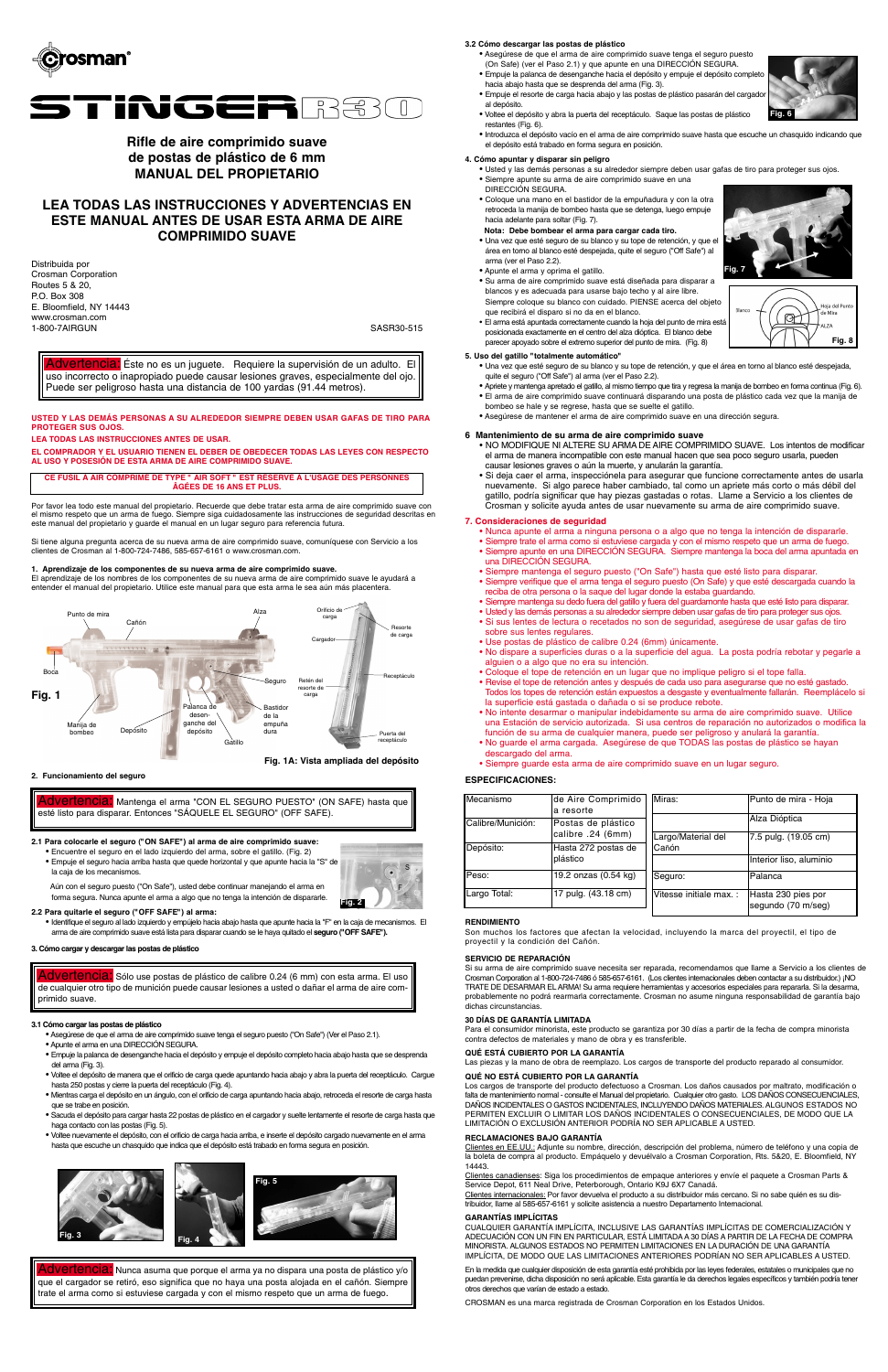# crosman®

# STINGER R30

## Rifle de aire comprimido suave de postas de plástico de 6 mm MANUAL DEL PROPIETARIO

## LEA TODAS LAS INSTRUCCIONES Y ADVERTENCIAS EN ESTE MANUAL ANTES DE USAR ESTA ARMA DE AIRE COMPRIMIDO SUAVE

Distribuida por
Crosman Corporation
Routes 5 & 20,
P.O. Box 308
E. Bloomfield, NY 14443
www.crosman.com
1-800-7AIRGUN

SASR30-515

**Advertencia:** Este no es un juguete. Requiere la supervisión de un adulto. El uso incorrecto o inapropiado puede causar lesiones graves, especialmente del ojo. Puede ser peligroso hasta una distancia de 100 yardas (91.44 metros).

**USTED Y LAS DEMÁS PERSONAS A SU ALREDEDOR SIEMPRE DEBEN USAR GAFAS DE TIRO PARA PROTEGER SUS OJOS.**

**LEA TODAS LAS INSTRUCCIONES ANTES DE USAR.**

**EL COMPRADOR Y EL USUARIO TIENEN EL DEBER DE OBEDECER TODAS LAS LEYES CON RESPECTO AL USO Y POSESIÓN DE ESTA ARMA DE AIRE COMPRIMIDO SUAVE.**

**CE FUSIL À AIR COMPRIME DE TYPE " AIR SOFT " EST RESERVE A L'USAGE DES PERSONNES ÂGÉES DE 16 ANS ET PLUS.**

Por favor lea todo este manual del propietario. Recuerde que debe tratar esta arma de aire comprimido suave con el mismo respeto que un arma de fuego. Siempre siga cuidadosamente las instrucciones de seguridad descritas en este manual del propietario y guarde el manual en un lugar seguro para referencia futura.

Si tiene alguna pregunta acerca de su nueva arma de aire comprimido suave, comuníquese con Servicio a los clientes de Crosman al 1-800-724-7486, 585-657-6161 o www.crosman.com.

### 1. Aprendizaje de los componentes de su nueva arma de aire comprimido suave.

El aprendizaje de los nombres de los componentes de su nueva arma de aire comprimido suave le ayudará a entender el manual del propietario. Utilice este manual para que esta arma le sea aún más placentera.

Punto de mira
Cañón
Alza
Boca
Seguro
Palanca de desenganche del depósito
Bastidor de la empuñadura
Manija de bombeo
Depósito
Gatillo
Orificio de carga
Resorte de carga
Cargador
Retén del resorte de carga
Receptáculo
Puerta del receptáculo

Fig. 1

Fig. 1A: Vista ampliada del depósito

### 2. Funcionamiento del seguro

**Advertencia:** Mantenga el arma "CON EL SEGURO PUESTO" (ON SAFE) hasta que esté listo para disparar. Entonces "SÁQUELE EL SEGURO" (OFF SAFE).

#### 2.1 Para colocarle el seguro ("ON SAFE") al arma de aire comprimido suave:

- Encuentre el seguro en el lado izquierdo del arma, sobre el gatillo. (Fig. 2)
- Empuje el seguro hacia arriba hasta que quede horizontal y que apunte hacia la "S" de la caja de los mecanismos.

Aún con el seguro puesto ("On Safe"), usted debe continuar manejando el arma en forma segura. Nunca apunte el arma a algo que no tenga la intención de dispararle.

Fig. 2

#### 2.2 Para quitarle el seguro ("OFF SAFE") al arma:

- Identifique el seguro al lado izquierdo y empújelo hacia abajo hasta que apunte hacia la "F" en la caja de mecanismos. El arma de aire comprimido suave está lista para disparar cuando se le haya quitado el seguro **("OFF SAFE")**.

### 3. Cómo cargar y descargar las postas de plástico

**Advertencia:** Sólo use postas de plástico de calibre 0.24 (6 mm) con esta arma. El uso de cualquier otro tipo de munición puede causar lesiones a usted o dañar el arma de aire comprimido suave.

#### 3.1 Cómo cargar las postas de plástico

- Asegúrese de que el arma de aire comprimido suave tenga el seguro puesto ("On Safe") (Ver el Paso 2.1).
- Apunte el arma en una DIRECCIÓN SEGURA.
- Empuje la palanca de desenganche hacia el depósito y empuje el depósito completo hacia abajo hasta que se desprenda del arma (Fig. 3).
- Voltee el depósito de manera que el orificio de carga quede apuntando hacia abajo y abra la puerta del receptáculo. Cargue hasta 250 postas y cierre la puerta del receptáculo (Fig. 4).
- Mientras carga el depósito en un ángulo, con el orificio de carga apuntando hacia abajo, retroceda el resorte de carga hasta que se trabe en posición.
- Sacuda el depósito para cargar hasta 22 postas de plástico en el cargador y suelte lentamente el resorte de carga hasta que haga contacto con las postas (Fig. 5).
- Voltee nuevamente el depósito, con el orificio de carga hacia arriba, e inserte el depósito cargado nuevamente en el arma hasta que escuche un chasquido que indica que el depósito está trabado en forma segura en posición.

Fig. 3

Fig. 4

Fig. 5

**Advertencia:** Nunca asuma que porque el arma ya no dispara una posta de plástico y/o que el cargador se retiró, eso significa que no haya una posta alojada en el cañón. Siempre trate el arma como si estuviese cargada y con el mismo respeto que un arma de fuego.

#### 3.2 Cómo descargar las postas de plástico

- Asegúrese de que el arma de aire comprimido suave tenga el seguro puesto (On Safe) (ver el Paso 2.1) y que apunte en una DIRECCIÓN SEGURA.
- Empuje la palanca de desenganche hacia el depósito y empuje el depósito completo hacia abajo hasta que se desprenda del arma (Fig. 3).
- Empuje el resorte de carga hacia abajo y las postas de plástico pasarán del cargador al depósito.
- Voltee el depósito y abra la puerta del receptáculo. Saque las postas de plástico restantes (Fig. 6).
- Introduzca el depósito vacío en el arma de aire comprimido suave hasta que escuche un chasquido indicando que el depósito está trabado en forma segura en posición.

Fig. 6

### 4. Cómo apuntar y disparar sin peligro

- Usted y las demás personas a su alrededor siempre deben usar gafas de tiro para proteger sus ojos.
- Siempre apunte su arma de aire comprimido suave en una DIRECCIÓN SEGURA.
- Coloque una mano en el bastidor de la empuñadura y con la otra retroceda la manija de bombeo hasta que se detenga, luego empuje hacia adelante para soltar (Fig. 7).

**Nota: Debe bombear el arma para cargar cada tiro.**

- Una vez que esté seguro de su blanco y su tope de retención, y que el área en torno al blanco esté despejada, quite el seguro ("Off Safe") al arma (ver el Paso 2.2).
- Apunte el arma y oprima el gatillo.
- Su arma de aire comprimido suave está diseñada para disparar a blancos y es adecuada para usarse bajo techo y al aire libre. Siempre coloque su blanco con cuidado. PIENSE acerca del objeto que recibirá el disparo si no da en el blanco.
- El arma está apuntada correctamente cuando la hoja del punto de mira está posicionada exactamente en el centro del alza dióptica. El blanco debe parecer apoyado sobre el extremo superior del punto de mira. (Fig. 8)

Fig. 7

Blanco
Hoja del Punto de Mira
ALZA
Fig. 8

### 5. Uso del gatillo "totalmente automático"

- Una vez que esté seguro de su blanco y su tope de retención, y que el área en torno al blanco esté despejada, quite el seguro ("Off Safe") al arma (ver el Paso 2.2).
- Apriete y mantenga apretado el gatillo, al mismo tiempo que tira y regresa la manija de bombeo en forma continua (Fig. 6).
- El arma de aire comprimido suave continuará disparando una posta de plástico cada vez que la manija de bombeo se hale y se regrese, hasta que se suelte el gatillo.
- Asegúrese de mantener el arma de aire comprimido suave en una dirección segura.

### 6 Mantenimiento de su arma de aire comprimido suave

- NO MODIFIQUE NI ALTERE SU ARMA DE AIRE COMPRIMIDO SUAVE. Los intentos de modificar el arma de manera incompatible con este manual hacen que sea poco seguro usarla, pueden causar lesiones graves o aún la muerte, y anularán la garantía.
- Si deja caer el arma, inspecciónela para asegurar que funcione correctamente antes de usarla nuevamente. Si algo parece haber cambiado, tal como un apriete más corto o más débil del gatillo, podría significar que hay piezas gastadas o rotas. Llame a Servicio a los clientes de Crosman y solicite ayuda antes de usar nuevamente su arma de aire comprimido suave.

### 7. Consideraciones de seguridad

- Nunca apunte el arma a ninguna persona o a algo que no tenga la intención de dispararle.
- Siempre trate el arma como si estuviese cargada y con el mismo respeto que un arma de fuego.
- Siempre apunte en una DIRECCIÓN SEGURA. Siempre mantenga la boca del arma apuntada en una DIRECCIÓN SEGURA.
- Siempre mantenga el seguro puesto ("On Safe") hasta que esté listo para disparar.
- Siempre verifique que el arma tenga el seguro puesto (On Safe) y que esté descargada cuando la reciba de otra persona o la saque del lugar donde la estaba guardando.
- Siempre mantenga su dedo fuera del gatillo y fuera del guardamonte hasta que esté listo para disparar.
- Usted y las demás personas a su alrededor siempre deben usar gafas de tiro para proteger sus ojos.
- Si sus lentes de lectura o recetados no son de seguridad, asegúrese de usar gafas de tiro sobre sus lentes regulares.
- Use postas de plástico de calibre 0.24 (6mm) únicamente.
- No dispare a superficies duras o a la superficie del agua. La posta podría rebotar y pegarle a alguien o a algo que no era su intención.
- Coloque el tope de retención en un lugar que no implique peligro si el tope falla.
- Revise el tope de retención antes y después de cada uso para asegurarse que no esté gastado. Todos los topes de retención están expuestos a desgaste y eventualmente fallarán. Reemplácelo si la superficie está gastada o dañada o si se produce rebote.
- No intente desarmar o manipular indebidamente su arma de aire comprimido suave. Utilice una Estación de servicio autorizada. Si usa centros de reparación no autorizados o modifica la función de su arma de cualquier manera, puede ser peligroso y anulará la garantía.
- No guarde el arma cargada. Asegúrese de que TODAS las postas de plástico se hayan descargado del arma.
- Siempre guarde esta arma de aire comprimido suave en un lugar seguro.

### ESPECIFICACIONES:

| | | | |
|---|---|---|---|
| Mecanismo | de Aire Comprimido a resorte | Miras: | Punto de mira - Hoja |
| Calibre/Munición: | Postas de plástico calibre .24 (6mm) | | Alza Dióptica |
| Depósito: | Hasta 272 postas de plástico | Largo/Material del Cañón | 7.5 pulg. (19.05 cm) |
| | | | Interior liso, aluminio |
| Peso: | 19.2 onzas (0.54 kg) | Seguro: | Palanca |
| Largo Total: | 17 pulg. (43.18 cm) | Vitesse initiale max. : | Hasta 230 pies por segundo (70 m/seg) |

**RENDIMIENTO**

Son muchos los factores que afectan la velocidad, incluyendo la marca del proyectil, el tipo de proyectil y la condición del Cañón.

**SERVICIO DE REPARACIÓN**

Si su arma de aire comprimido suave necesita ser reparada, recomendamos que llame a Servicio a los clientes de Crosman Corporation al 1-800-724-7486 ó 585-657-6161. (Los clientes internacionales deben contactar a su distribuidor.) ¡NO TRATE DE DESARMAR EL ARMA! Su arma requiere herramientas y accesorios especiales para repararla. Si la desarma, probablemente no podrá rearmarla correctamente. Crosman no asume ninguna responsabilidad de garantía bajo dichas circunstancias.

**30 DÍAS DE GARANTÍA LIMITADA**

Para el consumidor minorista, este producto se garantiza por 30 días a partir de la fecha de compra minorista contra defectos de materiales y mano de obra y es transferible.

**QUÉ ESTÁ CUBIERTO POR LA GARANTÍA**

Las piezas y la mano de obra de reemplazo. Los cargos de transporte del producto reparado al consumidor.

**QUÉ NO ESTÁ CUBIERTO POR LA GARANTÍA**

Los cargos de transporte del producto defectuoso a Crosman. Los daños causados por maltrato, modificación o falta de mantenimiento normal - consulte el Manual del propietario. Cualquier otro gasto. LOS DAÑOS CONSECUENCIALES, DAÑOS INCIDENTALES O GASTOS INCIDENTALES, INCLUYENDO DAÑOS MATERIALES. ALGUNOS ESTADOS NO PERMITEN EXCLUIR O LIMITAR LOS DAÑOS INCIDENTALES O CONSECUENCIALES, DE MODO QUE LA LIMITACIÓN O EXCLUSIÓN ANTERIOR PODRÍA NO SER APLICABLE A USTED.

**RECLAMACIONES BAJO GARANTÍA**

Clientes en EE.UU.: Adjunte su nombre, dirección, descripción del problema, número de teléfono y una copia de la boleta de compra al producto. Empáquelo y devuélvalo a Crosman Corporation, Rts. 5&20, E. Bloomfield, NY 14443.

Clientes canadienses: Siga los procedimientos de empaque anteriores y envíe el paquete a Crosman Parts & Service Depot, 611 Neal Drive, Peterborough, Ontario K9J 6X7 Canadá.

Clientes internacionales: Por favor devuelva el producto a su distribuidor más cercano. Si no sabe quién es su distribuidor, llame al 585-657-6161 y solicite asistencia a nuestro Departamento Internacional.

**GARANTÍAS IMPLÍCITAS**

CUALQUIER GARANTÍA IMPLÍCITA, INCLUSIVE LAS GARANTÍAS IMPLÍCITAS DE COMERCIALIZACIÓN Y ADECUACIÓN CON UN FIN EN PARTICULAR, ESTÁ LIMITADA A 30 DÍAS A PARTIR DE LA FECHA DE COMPRA MINORISTA. ALGUNOS ESTADOS NO PERMITEN LIMITACIONES EN LA DURACIÓN DE UNA GARANTÍA IMPLÍCITA, DE MODO QUE LAS LIMITACIONES ANTERIORES PODRÍAN NO SER APLICABLES A USTED.

En la medida que cualquier disposición de esta garantía esté prohibida por las leyes federales, estatales o municipales que no puedan prevenirse, dicha disposición no será aplicable. Esta garantía le da derechos legales específicos y también podría tener otros derechos que varían de estado a estado.

CROSMAN es una marca registrada de Crosman Corporation en los Estados Unidos.